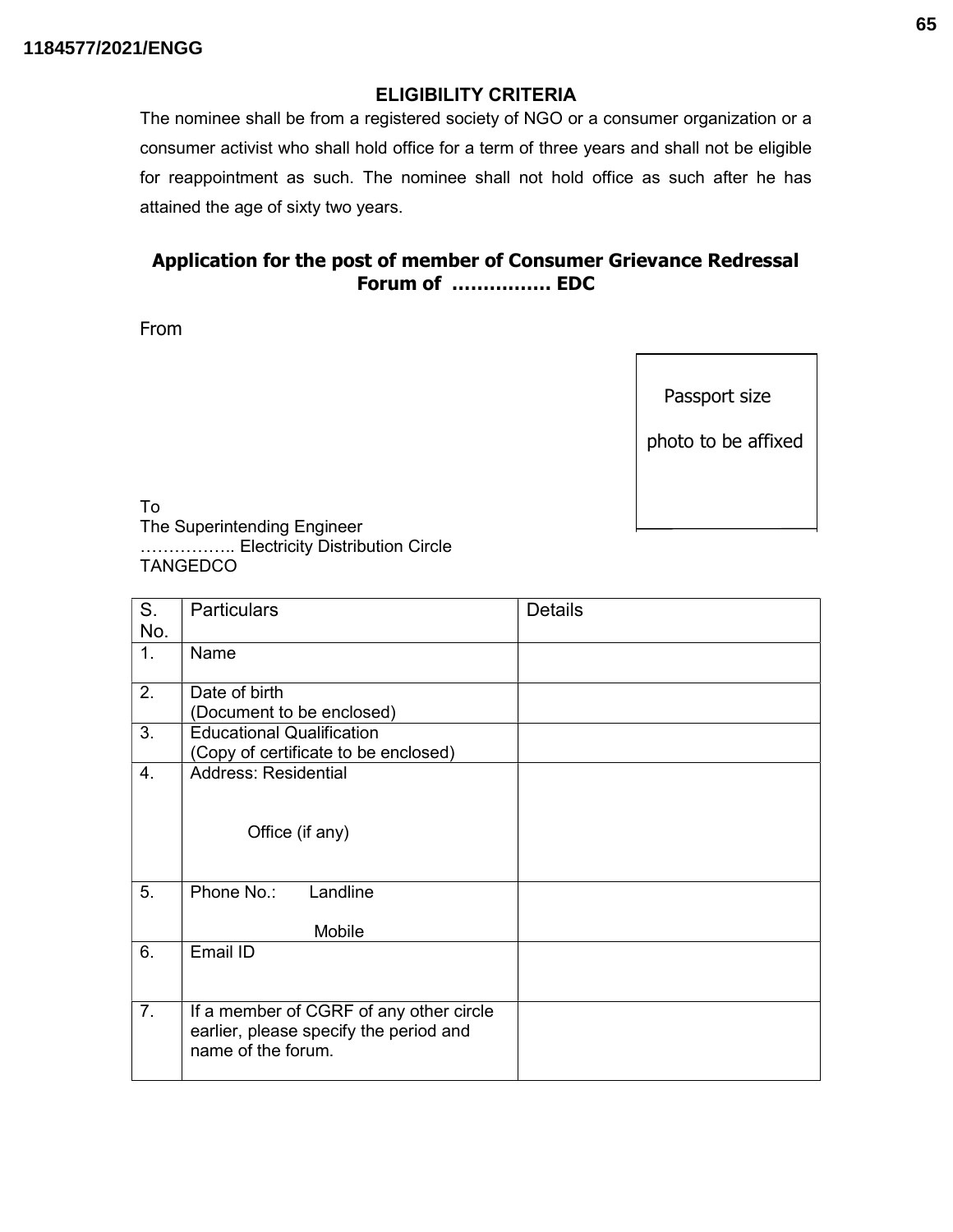## ELIGIBILITY CRITERIA

The nominee shall be from a registered society of NGO or a consumer organization or a consumer activist who shall hold office for a term of three years and shall not be eligible for reappointment as such. The nominee shall not hold office as such after he has attained the age of sixty two years.

## Application for the post of member of Consumer Grievance Redressal Forum of ……………. EDC

From

Passport size photo to be affixed

To
The Superintending Engineer
…………….. Electricity Distribution Circle
TANGEDCO

| S. No. | Particulars | Details |
|---|---|---|
| 1. | Name | |
| 2. | Date of birth (Document to be enclosed) | |
| 3. | Educational Qualification (Copy of certificate to be enclosed) | |
| 4. | Address: Residential<br><br>Office (if any) | |
| 5. | Phone No.: Landline<br><br>Mobile | |
| 6. | Email ID | |
| 7. | If a member of CGRF of any other circle earlier, please specify the period and name of the forum. | |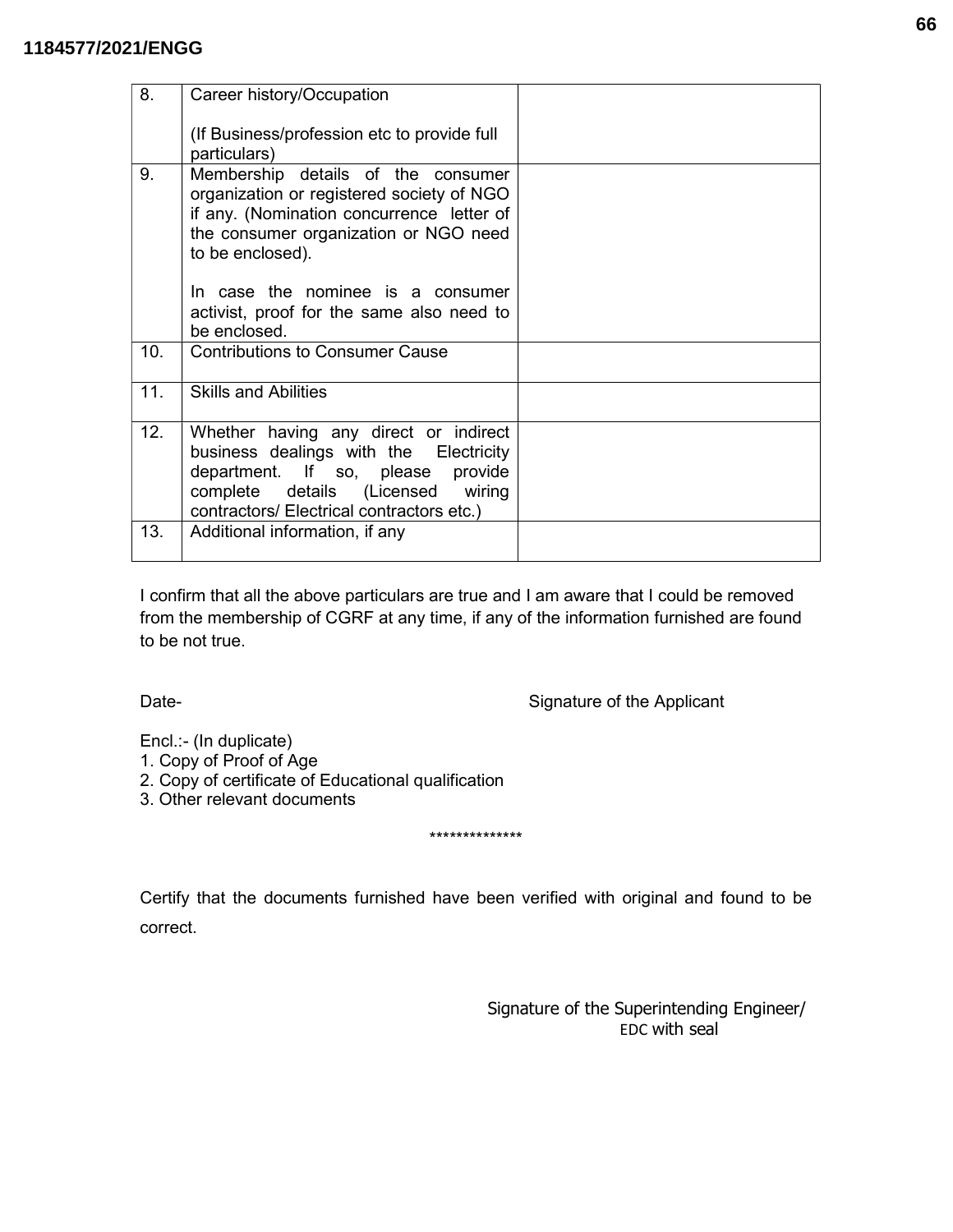| | | |
|---|---|---|
| 8. | Career history/Occupation<br><br>(If Business/profession etc to provide full particulars) | |
| 9. | Membership details of the consumer organization or registered society of NGO if any. (Nomination concurrence letter of the consumer organization or NGO need to be enclosed).<br><br>In case the nominee is a consumer activist, proof for the same also need to be enclosed. | |
| 10. | Contributions to Consumer Cause | |
| 11. | Skills and Abilities | |
| 12. | Whether having any direct or indirect business dealings with the Electricity department. If so, please provide complete details (Licensed wiring contractors/ Electrical contractors etc.) | |
| 13. | Additional information, if any | |

I confirm that all the above particulars are true and I am aware that I could be removed from the membership of CGRF at any time, if any of the information furnished are found to be not true.

Date- Signature of the Applicant

Encl.:- (In duplicate)
1. Copy of Proof of Age
2. Copy of certificate of Educational qualification
3. Other relevant documents

**************

Certify that the documents furnished have been verified with original and found to be correct.

Signature of the Superintending Engineer/
EDC with seal